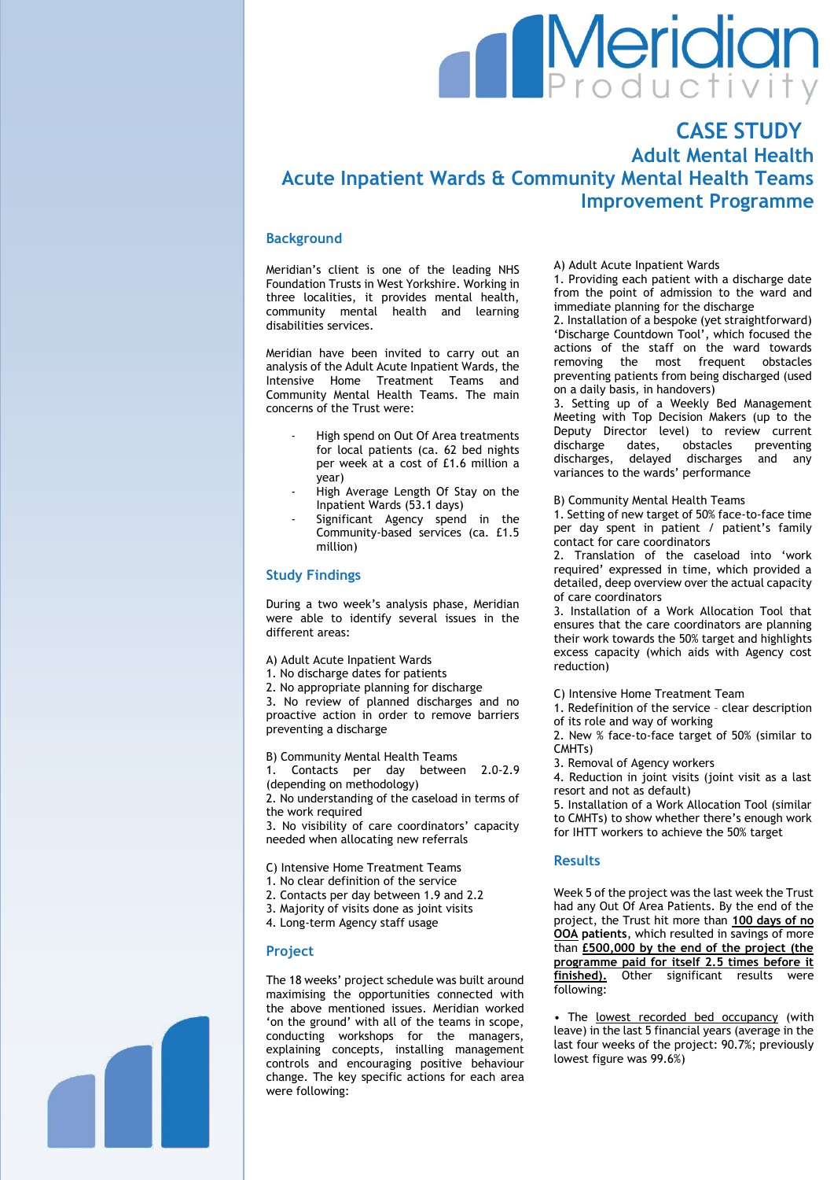# CASE STUDY

## Adult Mental Health

## Acute Inpatient Wards & Community Mental Health Teams Improvement Programme

### Background

Meridian's client is one of the leading NHS Foundation Trusts in West Yorkshire. Working in three localities, it provides mental health, community mental health and learning disabilities services.

Meridian have been invited to carry out an analysis of the Adult Acute Inpatient Wards, the Intensive Home Treatment Teams and Community Mental Health Teams. The main concerns of the Trust were:

- High spend on Out Of Area treatments for local patients (ca. 62 bed nights per week at a cost of £1.6 million a year)
- High Average Length Of Stay on the Inpatient Wards (53.1 days)
- Significant Agency spend in the Community-based services (ca. £1.5 million)

### Study Findings

During a two week's analysis phase, Meridian were able to identify several issues in the different areas:

A) Adult Acute Inpatient Wards
1. No discharge dates for patients
2. No appropriate planning for discharge
3. No review of planned discharges and no proactive action in order to remove barriers preventing a discharge

B) Community Mental Health Teams
1. Contacts per day between 2.0-2.9 (depending on methodology)
2. No understanding of the caseload in terms of the work required
3. No visibility of care coordinators' capacity needed when allocating new referrals

C) Intensive Home Treatment Teams
1. No clear definition of the service
2. Contacts per day between 1.9 and 2.2
3. Majority of visits done as joint visits
4. Long-term Agency staff usage

### Project

The 18 weeks' project schedule was built around maximising the opportunities connected with the above mentioned issues. Meridian worked 'on the ground' with all of the teams in scope, conducting workshops for the managers, explaining concepts, installing management controls and encouraging positive behaviour change. The key specific actions for each area were following:

A) Adult Acute Inpatient Wards
1. Providing each patient with a discharge date from the point of admission to the ward and immediate planning for the discharge
2. Installation of a bespoke (yet straightforward) 'Discharge Countdown Tool', which focused the actions of the staff on the ward towards removing the most frequent obstacles preventing patients from being discharged (used on a daily basis, in handovers)
3. Setting up of a Weekly Bed Management Meeting with Top Decision Makers (up to the Deputy Director level) to review current discharge dates, obstacles preventing discharges, delayed discharges and any variances to the wards' performance

B) Community Mental Health Teams
1. Setting of new target of 50% face-to-face time per day spent in patient / patient's family contact for care coordinators
2. Translation of the caseload into 'work required' expressed in time, which provided a detailed, deep overview over the actual capacity of care coordinators
3. Installation of a Work Allocation Tool that ensures that the care coordinators are planning their work towards the 50% target and highlights excess capacity (which aids with Agency cost reduction)

C) Intensive Home Treatment Team
1. Redefinition of the service – clear description of its role and way of working
2. New % face-to-face target of 50% (similar to CMHTs)
3. Removal of Agency workers
4. Reduction in joint visits (joint visit as a last resort and not as default)
5. Installation of a Work Allocation Tool (similar to CMHTs) to show whether there's enough work for IHTT workers to achieve the 50% target

### Results

Week 5 of the project was the last week the Trust had any Out Of Area Patients. By the end of the project, the Trust hit more than **100 days of no OOA patients**, which resulted in savings of more than **£500,000 by the end of the project (the programme paid for itself 2.5 times before it finished).** Other significant results were following:

- The lowest recorded bed occupancy (with leave) in the last 5 financial years (average in the last four weeks of the project: 90.7%; previously lowest figure was 99.6%)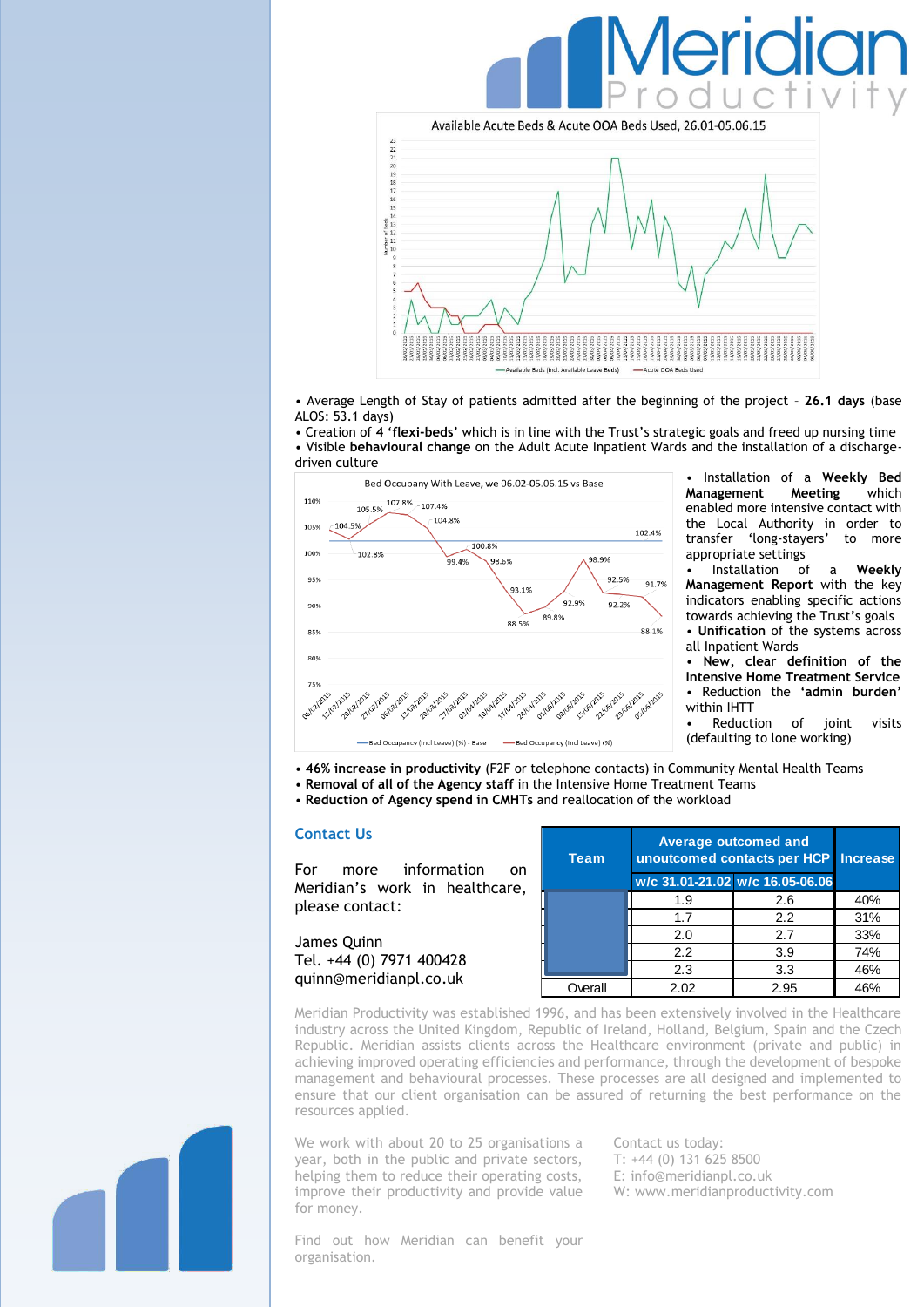Available Acute Beds & Acute OOA Beds Used, 26.01-05.06.15

Number of Beds

Available Beds (incl. Available Leave Beds) — Acute OOA Beds Used

- Average Length of Stay of patients admitted after the beginning of the project – **26.1 days** (base ALOS: 53.1 days)
- Creation of **4 'flexi-beds'** which is in line with the Trust's strategic goals and freed up nursing time
- Visible **behavioural change** on the Adult Acute Inpatient Wards and the installation of a discharge-driven culture

Bed Occupancy With Leave, we 06.02-05.06.15 vs Base

110%, 105%, 100%, 95%, 90%, 85%, 80%, 75%

104.5%, 105.5%, 107.8%, 107.4%, 104.8%, 102.8%, 99.4%, 100.8%, 98.6%, 93.1%, 88.5%, 89.8%, 92.9%, 98.9%, 92.5%, 92.2%, 91.7%, 102.4%, 88.1%

06/02/2015, 13/02/2015, 20/02/2015, 27/02/2015, 06/03/2015, 13/03/2015, 20/03/2015, 27/03/2015, 03/04/2015, 10/04/2015, 17/04/2015, 24/04/2015, 01/05/2015, 08/05/2015, 15/05/2015, 22/05/2015, 29/05/2015, 05/06/2015

Bed Occupancy (Incl Leave) (%) - Base — Bed Occupancy (Incl Leave) (%)

- Installation of a **Weekly Bed Management Meeting** which enabled more intensive contact with the Local Authority in order to transfer 'long-stayers' to more appropriate settings
- Installation of a **Weekly Management Report** with the key indicators enabling specific actions towards achieving the Trust's goals
- **Unification** of the systems across all Inpatient Wards
- **New, clear definition of the Intensive Home Treatment Service**
- Reduction the **'admin burden'** within IHTT
- Reduction of joint visits (defaulting to lone working)

- **46% increase in productivity** (F2F or telephone contacts) in Community Mental Health Teams
- **Removal of all of the Agency staff** in the Intensive Home Treatment Teams
- **Reduction of Agency spend in CMHTs** and reallocation of the workload

## Contact Us

For more information on Meridian's work in healthcare, please contact:

James Quinn
Tel. +44 (0) 7971 400428
quinn@meridianpl.co.uk

| Team | Average outcomed and unoutcomed contacts per HCP | | Increase |
|---|---|---|---|
| | w/c 31.01-21.02 | w/c 16.05-06.06 | |
| | 1.9 | 2.6 | 40% |
| | 1.7 | 2.2 | 31% |
| | 2.0 | 2.7 | 33% |
| | 2.2 | 3.9 | 74% |
| | 2.3 | 3.3 | 46% |
| Overall | 2.02 | 2.95 | 46% |

Meridian Productivity was established 1996, and has been extensively involved in the Healthcare industry across the United Kingdom, Republic of Ireland, Holland, Belgium, Spain and the Czech Republic. Meridian assists clients across the Healthcare environment (private and public) in achieving improved operating efficiencies and performance, through the development of bespoke management and behavioural processes. These processes are all designed and implemented to ensure that our client organisation can be assured of returning the best performance on the resources applied.

We work with about 20 to 25 organisations a year, both in the public and private sectors, helping them to reduce their operating costs, improve their productivity and provide value for money.

Find out how Meridian can benefit your organisation.

Contact us today:
T: +44 (0) 131 625 8500
E: info@meridianpl.co.uk
W: www.meridianproductivity.com